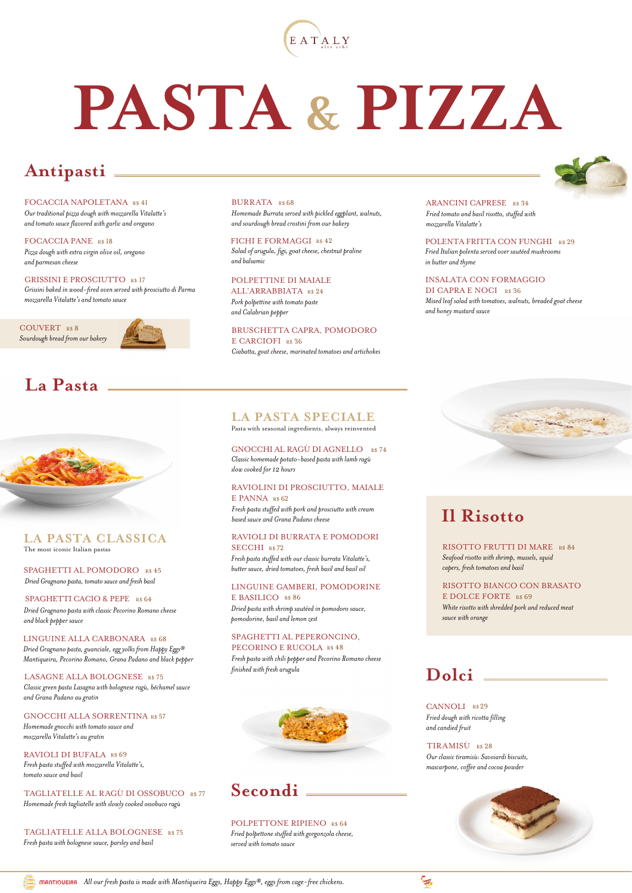EATALY
alti cibi

# PASTA & PIZZA

## Antipasti

FOCACCIA NAPOLETANA R$ 41
*Our traditional pizza dough with mozzarella Vitalatte's and tomato sauce flavored with garlic and oregano*

FOCACCIA PANE R$ 18
*Pizza dough with extra virgin olive oil, oregano and parmesan cheese*

GRISSINI E PROSCIUTTO R$ 17
*Grissini baked in wood-fired oven served with prosciutto di Parma mozzarella Vitalatte's and tomato sauce*

COUVERT R$ 8
*Sourdough bread from our bakery*

BURRATA R$ 68
*Homemade Burrata served with pickled eggplant, walnuts, and sourdough bread crostini from our bakery*

FICHI E FORMAGGI R$ 42
*Salad of arugula, figs, goat cheese, chestnut praline and balsamic*

POLPETTINE DI MAIALE ALL'ARRABBIATA R$ 24
*Pork polpettine with tomato paste and Calabrian pepper*

BRUSCHETTA CAPRA, POMODORO E CARCIOFI R$ 36
*Ciabatta, goat cheese, marinated tomatoes and artichokes*

ARANCINI CAPRESE R$ 34
*Fried tomato and basil risotto, stuffed with mozzarella Vitalatte's*

POLENTA FRITTA CON FUNGHI R$ 29
*Fried Italian polenta served over sautéed mushrooms in butter and thyme*

INSALATA CON FORMAGGIO DI CAPRA E NOCI R$ 36
*Mixed leaf salad with tomatoes, walnuts, breaded goat cheese and honey mustard sauce*

## La Pasta

### LA PASTA CLASSICA
The most iconic Italian pastas

SPAGHETTI AL POMODORO R$ 45
*Dried Gragnano pasta, tomato sauce and fresh basil*

SPAGHETTI CACIO & PEPE R$ 64
*Dried Gragnano pasta with classic Pecorino Romano cheese and black pepper sauce*

LINGUINE ALLA CARBONARA R$ 68
*Dried Gragnano pasta, guanciale, egg yolks from Happy Eggs® Mantiqueira, Pecorino Romano, Grana Padano and black pepper*

LASAGNE ALLA BOLOGNESE R$ 75
*Classic green pasta Lasagna with bolognese ragù, béchamel sauce and Grana Padano au gratin*

GNOCCHI ALLA SORRENTINA R$ 57
*Homemade gnocchi with tomato sauce and mozzarella Vitalatte's au gratin*

RAVIOLI DI BUFALA R$ 69
*Fresh pasta stuffed with mozzarella Vitalatte's, tomato sauce and basil*

TAGLIATELLE AL RAGÙ DI OSSOBUCO R$ 77
*Homemade fresh tagliatelle with slowly cooked ossobuco ragù*

TAGLIATELLE ALLA BOLOGNESE R$ 75
*Fresh pasta with bolognese sauce, parsley and basil*

### LA PASTA SPECIALE
Pasta with seasonal ingredients, always reinvented

GNOCCHI AL RAGÙ DI AGNELLO R$ 74
*Classic homemade potato-based pasta with lamb ragù slow cooked for 12 hours*

RAVIOLINI DI PROSCIUTTO, MAIALE E PANNA R$ 62
*Fresh pasta stuffed with pork and prosciutto with cream based sauce and Grana Padano cheese*

RAVIOLI DI BURRATA E POMODORI SECCHI R$ 72
*Fresh pasta stuffed with our classic burrata Vitalatte's, butter sauce, dried tomatoes, fresh basil and basil oil*

LINGUINE GAMBERI, POMODORINE E BASILICO R$ 86
*Dried pasta with shrimp sautéed in pomodoro sauce, pomodorine, basil and lemon zest*

SPAGHETTI AL PEPERONCINO, PECORINO E RUCOLA R$ 48
*Fresh pasta with chili pepper and Pecorino Romano cheese finished with fresh arugula*

## Secondi

POLPETTONE RIPIENO R$ 64
*Fried polpettone stuffed with gorgonzola cheese, served with tomato sauce*

## Il Risotto

RISOTTO FRUTTI DI MARE R$ 84
*Seafood risotto with shrimp, mussels, squid capers, fresh tomatoes and basil*

RISOTTO BIANCO CON BRASATO E DOLCE FORTE R$ 69
*White risotto with shredded pork and reduced meat sauce with orange*

## Dolci

CANNOLI R$ 29
*Fried dough with ricotta filling and candied fruit*

TIRAMISÙ R$ 28
*Our classic tiramisù: Savoiardi biscuits, mascarpone, coffee and cocoa powder*

MANTIQUEIRA *All our fresh pasta is made with Mantiqueira Eggs, Happy Eggs®, eggs from cage-free chickens.*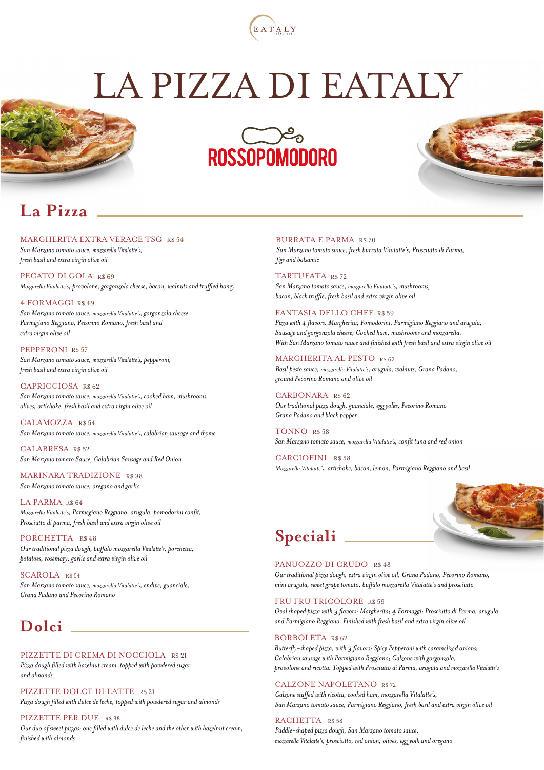EATALY

# LA PIZZA DI EATALY

ROSSOPOMODORO

## La Pizza

**MARGHERITA EXTRA VERACE TSG** R$ 54
*San Marzano tomato sauce, mozzarella Vitalatte's, fresh basil and extra virgin olive oil*

**PECATO DI GOLA** R$ 69
*Mozzarella Vitalatte's, provolone, gorgonzola cheese, bacon, walnuts and truffled honey*

**4 FORMAGGI** R$ 49
*San Marzano tomato sauce, mozzarella Vitalatte's, gorgonzola cheese, Parmigiano Reggiano, Pecorino Romano, fresh basil and extra virgin olive oil*

**PEPPERONI** R$ 57
*San Marzano tomato sauce, mozzarella Vitalatte's, pepperoni, fresh basil and extra virgin olive oil*

**CAPRICCIOSA** R$ 62
*San Marzano tomato sauce, mozzarella Vitalatte's, cooked ham, mushrooms, olives, artichoke, fresh basil and extra virgin olive oil*

**CALAMOZZA** R$ 54
*San Marzano tomato sauce, mozzarella Vitalatte's, calabrian sausage and thyme*

**CALABRESA** R$ 52
*San Marzano tomato Sauce, Calabrian Sausage and Red Onion*

**MARINARA TRADIZIONE** R$ 38
*San Marzano tomato sauce, oregano and garlic*

**LA PARMA** R$ 64
*Mozzarella Vitalatte's, Parmegiano Reggiano, arugula, pomodorini confit, Prosciutto di parma, fresh basil and extra virgin olive oil*

**PORCHETTA** R$ 48
*Our traditional pizza dough, buffalo mozzarella Vitalatte's, porchetta, potatoes, rosemary, garlic and extra virgin olive oil*

**SCAROLA** R$ 54
*San Marzano tomato sauce, mozzarella Vitalatte's, endive, guanciale, Grana Padano and Pecorino Romano*

**BURRATA E PARMA** R$ 70
*San Marzano tomato sauce, fresh burrata Vitalatte's, Prosciutto di Parma, figs and balsamic*

**TARTUFATA** R$ 72
*San Marzano tomato sauce, mozzarella Vitalatte's, mushrooms, bacon, black truffle, fresh basil and extra virgin olive oil*

**FANTASIA DELLO CHEF** R$ 59
*Pizza with 4 flavors: Margherita; Pomodorini, Parmigiano Reggiano and arugula; Sausage and gorgonzola cheese; Cooked ham, mushrooms and mozzarella. With San Marzano tomato sauce and finished with fresh basil and extra virgin olive oil*

**MARGHERITA AL PESTO** R$ 62
*Basil pesto sauce, mozzarella Vitalatte's, arugula, walnuts, Grana Padano, ground Pecorino Romano and olive oil*

**CARBONARA** R$ 62
*Our traditional pizza dough, guanciale, egg yolks, Pecorino Romano Grana Padano and black pepper*

**TONNO** R$ 58
*San Marzano tomato sauce, mozzarella Vitalatte's, confit tuna and red onion*

**CARCIOFINI** R$ 58
*Mozzarella Vitalatte's, artichoke, bacon, lemon, Parmigiano Reggiano and basil*

## Dolci

**PIZZETTE DI CREMA DI NOCCIOLA** R$ 21
*Pizza dough filled with hazelnut cream, topped with powdered sugar and almonds*

**PIZZETTE DOLCE DI LATTE** R$ 21
*Pizza dough filled with dulce de leche, topped with powdered sugar and almonds*

**PIZZETTE PER DUE** R$ 38
*Our duo of sweet pizzas: one filled with dulce de leche and the other with hazelnut cream, finished with almonds*

## Speciali

**PANUOZZO DI CRUDO** R$ 48
*Our traditional pizza dough, extra virgin olive oil, Grana Padano, Pecorino Romano, mini arugula, sweet grape tomato, buffalo mozzarella Vitalatte's and prosciutto*

**FRU FRU TRICOLORE** R$ 59
*Oval shaped pizza with 3 flavors: Margherita; 4 Formaggi; Prosciutto di Parma, arugula and Parmigiano Reggiano. Finished with fresh basil and extra virgin olive oil*

**BORBOLETA** R$ 62
*Butterfly-shaped pizza, with 3 flavors: Spicy Pepperoni with caramelized onions; Calabrian sausage with Parmigiano Reggiano; Calzone with gorgonzola, provolone and ricotta. Topped with Prosciutto di Parma, arugula and mozzarella Vitalatte's*

**CALZONE NAPOLETANO** R$ 72
*Calzone stuffed with ricotta, cooked ham, mozzarella Vitalatte's, San Marzano tomato sauce, Parmigiano Reggiano, fresh basil and extra virgin olive oil*

**RACHETTA** R$ 58
*Paddle-shaped pizza dough, San Marzano tomato sauce, mozzarella Vitalatte's, prosciutto, red onion, olives, egg yolk and oregano*